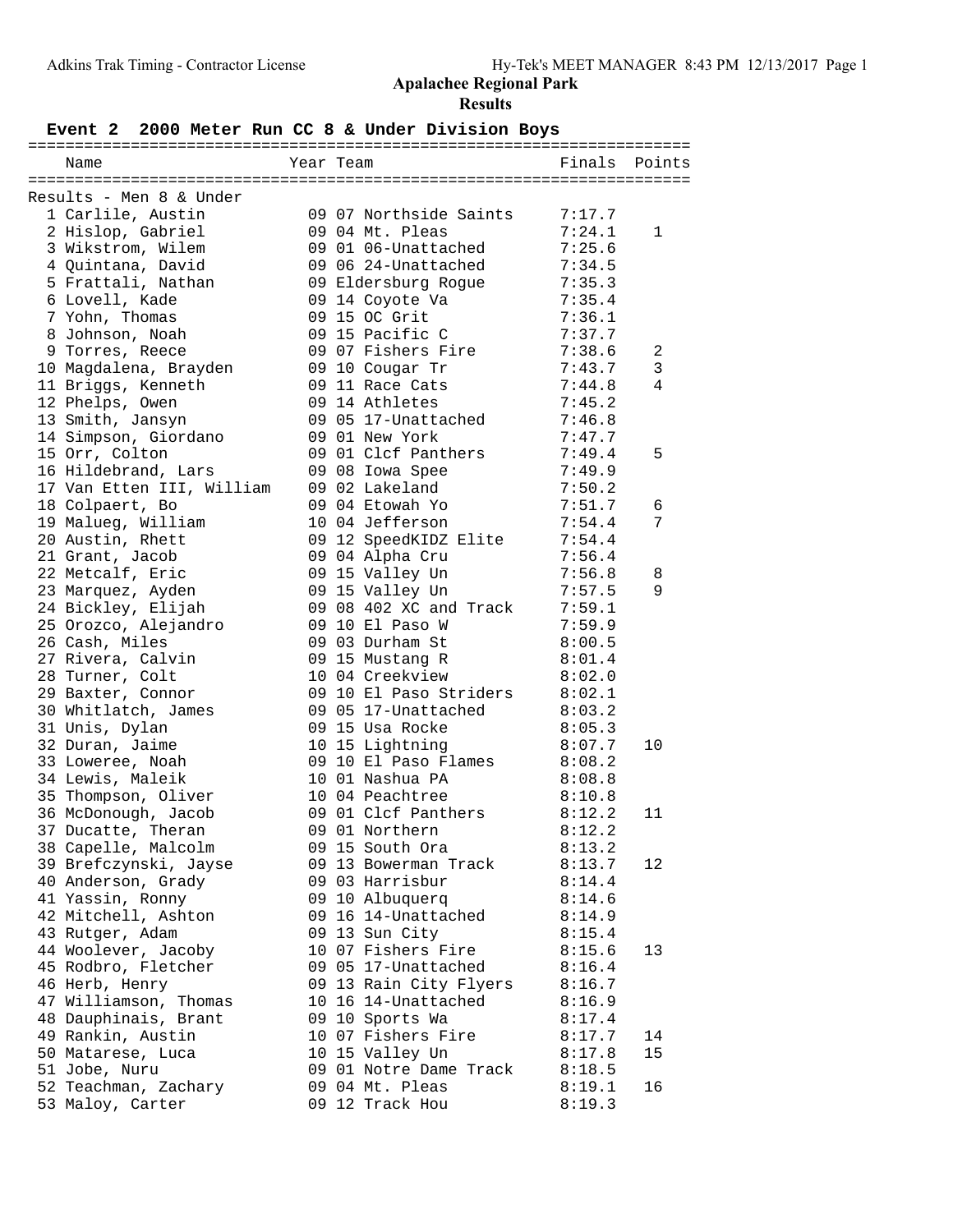## Apalachee Regional Park

### Results

### Event 2 2000 Meter Run CC 8 & Under Division Boys

Results - Men 8 & Under

| Place | Name | Year | Team | Finals | Points |
|---|---|---|---|---|---|
| 1 | Carlile, Austin | 09 | 07 Northside Saints | 7:17.7 | |
| 2 | Hislop, Gabriel | 09 | 04 Mt. Pleas | 7:24.1 | 1 |
| 3 | Wikstrom, Wilem | 09 | 01 06-Unattached | 7:25.6 | |
| 4 | Quintana, David | 09 | 06 24-Unattached | 7:34.5 | |
| 5 | Frattali, Nathan | 09 | Eldersburg Rogue | 7:35.3 | |
| 6 | Lovell, Kade | 09 | 14 Coyote Va | 7:35.4 | |
| 7 | Yohn, Thomas | 09 | 15 OC Grit | 7:36.1 | |
| 8 | Johnson, Noah | 09 | 15 Pacific C | 7:37.7 | |
| 9 | Torres, Reece | 09 | 07 Fishers Fire | 7:38.6 | 2 |
| 10 | Magdalena, Brayden | 09 | 10 Cougar Tr | 7:43.7 | 3 |
| 11 | Briggs, Kenneth | 09 | 11 Race Cats | 7:44.8 | 4 |
| 12 | Phelps, Owen | 09 | 14 Athletes | 7:45.2 | |
| 13 | Smith, Jansyn | 09 | 05 17-Unattached | 7:46.8 | |
| 14 | Simpson, Giordano | 09 | 01 New York | 7:47.7 | |
| 15 | Orr, Colton | 09 | 01 Clcf Panthers | 7:49.4 | 5 |
| 16 | Hildebrand, Lars | 09 | 08 Iowa Spee | 7:49.9 | |
| 17 | Van Etten III, William | 09 | 02 Lakeland | 7:50.2 | |
| 18 | Colpaert, Bo | 09 | 04 Etowah Yo | 7:51.7 | 6 |
| 19 | Malueg, William | 10 | 04 Jefferson | 7:54.4 | 7 |
| 20 | Austin, Rhett | 09 | 12 SpeedKIDZ Elite | 7:54.4 | |
| 21 | Grant, Jacob | 09 | 04 Alpha Cru | 7:56.4 | |
| 22 | Metcalf, Eric | 09 | 15 Valley Un | 7:56.8 | 8 |
| 23 | Marquez, Ayden | 09 | 15 Valley Un | 7:57.5 | 9 |
| 24 | Bickley, Elijah | 09 | 08 402 XC and Track | 7:59.1 | |
| 25 | Orozco, Alejandro | 09 | 10 El Paso W | 7:59.9 | |
| 26 | Cash, Miles | 09 | 03 Durham St | 8:00.5 | |
| 27 | Rivera, Calvin | 09 | 15 Mustang R | 8:01.4 | |
| 28 | Turner, Colt | 10 | 04 Creekview | 8:02.0 | |
| 29 | Baxter, Connor | 09 | 10 El Paso Striders | 8:02.1 | |
| 30 | Whitlatch, James | 09 | 05 17-Unattached | 8:03.2 | |
| 31 | Unis, Dylan | 09 | 15 Usa Rocke | 8:05.3 | |
| 32 | Duran, Jaime | 10 | 15 Lightning | 8:07.7 | 10 |
| 33 | Loweree, Noah | 09 | 10 El Paso Flames | 8:08.2 | |
| 34 | Lewis, Maleik | 10 | 01 Nashua PA | 8:08.8 | |
| 35 | Thompson, Oliver | 10 | 04 Peachtree | 8:10.8 | |
| 36 | McDonough, Jacob | 09 | 01 Clcf Panthers | 8:12.2 | 11 |
| 37 | Ducatte, Theran | 09 | 01 Northern | 8:12.2 | |
| 38 | Capelle, Malcolm | 09 | 15 South Ora | 8:13.2 | |
| 39 | Brefczynski, Jayse | 09 | 13 Bowerman Track | 8:13.7 | 12 |
| 40 | Anderson, Grady | 09 | 03 Harrisbur | 8:14.4 | |
| 41 | Yassin, Ronny | 09 | 10 Albuquerq | 8:14.6 | |
| 42 | Mitchell, Ashton | 09 | 16 14-Unattached | 8:14.9 | |
| 43 | Rutger, Adam | 09 | 13 Sun City | 8:15.4 | |
| 44 | Woolever, Jacoby | 10 | 07 Fishers Fire | 8:15.6 | 13 |
| 45 | Rodbro, Fletcher | 09 | 05 17-Unattached | 8:16.4 | |
| 46 | Herb, Henry | 09 | 13 Rain City Flyers | 8:16.7 | |
| 47 | Williamson, Thomas | 10 | 16 14-Unattached | 8:16.9 | |
| 48 | Dauphinais, Brant | 09 | 10 Sports Wa | 8:17.4 | |
| 49 | Rankin, Austin | 10 | 07 Fishers Fire | 8:17.7 | 14 |
| 50 | Matarese, Luca | 10 | 15 Valley Un | 8:17.8 | 15 |
| 51 | Jobe, Nuru | 09 | 01 Notre Dame Track | 8:18.5 | |
| 52 | Teachman, Zachary | 09 | 04 Mt. Pleas | 8:19.1 | 16 |
| 53 | Maloy, Carter | 09 | 12 Track Hou | 8:19.3 | |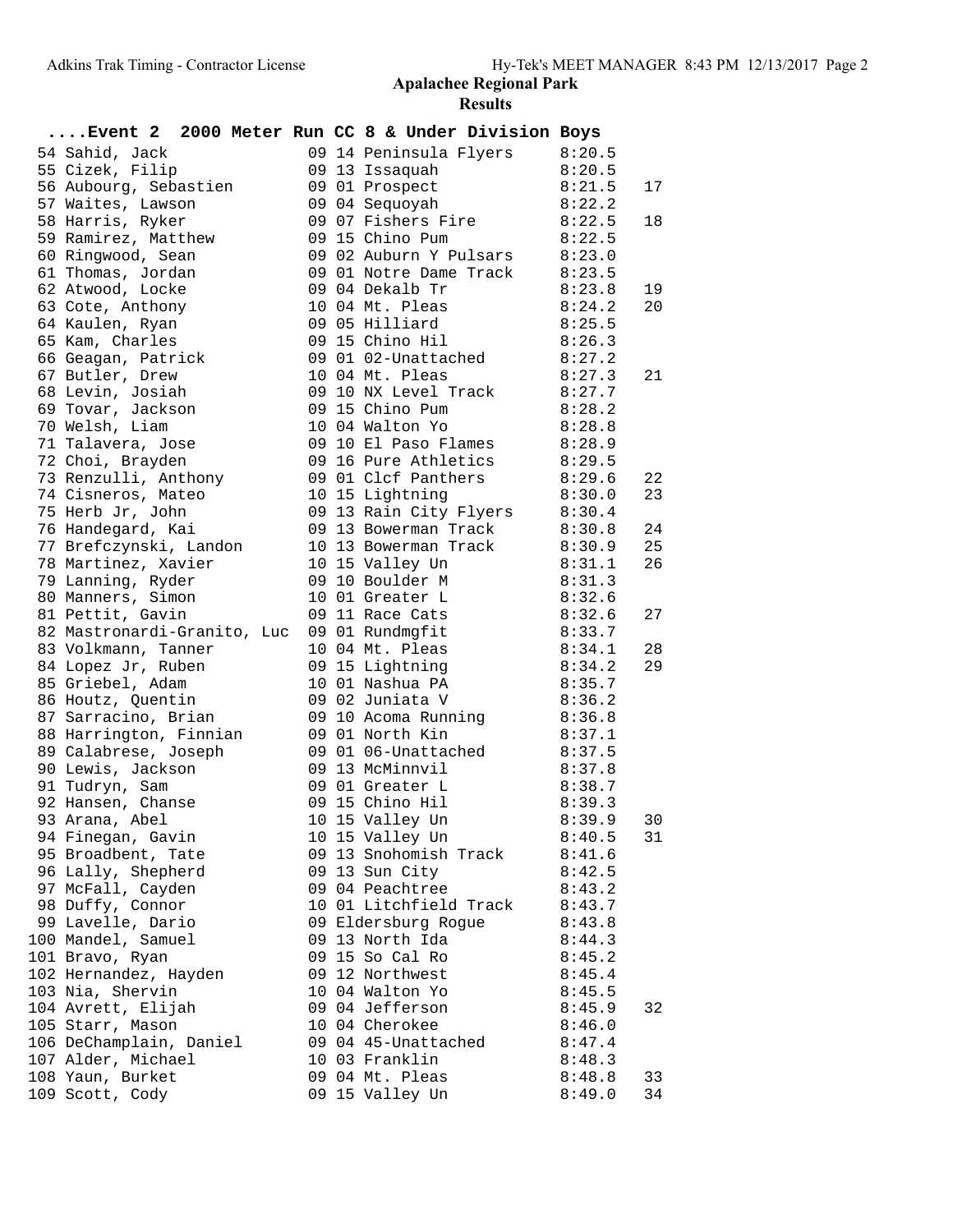## Apalachee Regional Park

### Results

**....Event 2 2000 Meter Run CC 8 & Under Division Boys**

| Place | Name | Age | Team | Time | Points |
|---|---|---|---|---|---|
| 54 | Sahid, Jack | 09 | 14 Peninsula Flyers | 8:20.5 | |
| 55 | Cizek, Filip | 09 | 13 Issaquah | 8:20.5 | |
| 56 | Aubourg, Sebastien | 09 | 01 Prospect | 8:21.5 | 17 |
| 57 | Waites, Lawson | 09 | 04 Sequoyah | 8:22.2 | |
| 58 | Harris, Ryker | 09 | 07 Fishers Fire | 8:22.5 | 18 |
| 59 | Ramirez, Matthew | 09 | 15 Chino Pum | 8:22.5 | |
| 60 | Ringwood, Sean | 09 | 02 Auburn Y Pulsars | 8:23.0 | |
| 61 | Thomas, Jordan | 09 | 01 Notre Dame Track | 8:23.5 | |
| 62 | Atwood, Locke | 09 | 04 Dekalb Tr | 8:23.8 | 19 |
| 63 | Cote, Anthony | 10 | 04 Mt. Pleas | 8:24.2 | 20 |
| 64 | Kaulen, Ryan | 09 | 05 Hilliard | 8:25.5 | |
| 65 | Kam, Charles | 09 | 15 Chino Hil | 8:26.3 | |
| 66 | Geagan, Patrick | 09 | 01 02-Unattached | 8:27.2 | |
| 67 | Butler, Drew | 10 | 04 Mt. Pleas | 8:27.3 | 21 |
| 68 | Levin, Josiah | 09 | 10 NX Level Track | 8:27.7 | |
| 69 | Tovar, Jackson | 09 | 15 Chino Pum | 8:28.2 | |
| 70 | Welsh, Liam | 10 | 04 Walton Yo | 8:28.8 | |
| 71 | Talavera, Jose | 09 | 10 El Paso Flames | 8:28.9 | |
| 72 | Choi, Brayden | 09 | 16 Pure Athletics | 8:29.5 | |
| 73 | Renzulli, Anthony | 09 | 01 Clcf Panthers | 8:29.6 | 22 |
| 74 | Cisneros, Mateo | 10 | 15 Lightning | 8:30.0 | 23 |
| 75 | Herb Jr, John | 09 | 13 Rain City Flyers | 8:30.4 | |
| 76 | Handegard, Kai | 09 | 13 Bowerman Track | 8:30.8 | 24 |
| 77 | Brefczynski, Landon | 10 | 13 Bowerman Track | 8:30.9 | 25 |
| 78 | Martinez, Xavier | 10 | 15 Valley Un | 8:31.1 | 26 |
| 79 | Lanning, Ryder | 09 | 10 Boulder M | 8:31.3 | |
| 80 | Manners, Simon | 10 | 01 Greater L | 8:32.6 | |
| 81 | Pettit, Gavin | 09 | 11 Race Cats | 8:32.6 | 27 |
| 82 | Mastronardi-Granito, Luc | 09 | 01 Rundmgfit | 8:33.7 | |
| 83 | Volkmann, Tanner | 10 | 04 Mt. Pleas | 8:34.1 | 28 |
| 84 | Lopez Jr, Ruben | 09 | 15 Lightning | 8:34.2 | 29 |
| 85 | Griebel, Adam | 10 | 01 Nashua PA | 8:35.7 | |
| 86 | Houtz, Quentin | 09 | 02 Juniata V | 8:36.2 | |
| 87 | Sarracino, Brian | 09 | 10 Acoma Running | 8:36.8 | |
| 88 | Harrington, Finnian | 09 | 01 North Kin | 8:37.1 | |
| 89 | Calabrese, Joseph | 09 | 01 06-Unattached | 8:37.5 | |
| 90 | Lewis, Jackson | 09 | 13 McMinnvil | 8:37.8 | |
| 91 | Tudryn, Sam | 09 | 01 Greater L | 8:38.7 | |
| 92 | Hansen, Chanse | 09 | 15 Chino Hil | 8:39.3 | |
| 93 | Arana, Abel | 10 | 15 Valley Un | 8:39.9 | 30 |
| 94 | Finegan, Gavin | 10 | 15 Valley Un | 8:40.5 | 31 |
| 95 | Broadbent, Tate | 09 | 13 Snohomish Track | 8:41.6 | |
| 96 | Lally, Shepherd | 09 | 13 Sun City | 8:42.5 | |
| 97 | McFall, Cayden | 09 | 04 Peachtree | 8:43.2 | |
| 98 | Duffy, Connor | 10 | 01 Litchfield Track | 8:43.7 | |
| 99 | Lavelle, Dario | 09 | Eldersburg Rogue | 8:43.8 | |
| 100 | Mandel, Samuel | 09 | 13 North Ida | 8:44.3 | |
| 101 | Bravo, Ryan | 09 | 15 So Cal Ro | 8:45.2 | |
| 102 | Hernandez, Hayden | 09 | 12 Northwest | 8:45.4 | |
| 103 | Nia, Shervin | 10 | 04 Walton Yo | 8:45.5 | |
| 104 | Avrett, Elijah | 09 | 04 Jefferson | 8:45.9 | 32 |
| 105 | Starr, Mason | 10 | 04 Cherokee | 8:46.0 | |
| 106 | DeChamplain, Daniel | 09 | 04 45-Unattached | 8:47.4 | |
| 107 | Alder, Michael | 10 | 03 Franklin | 8:48.3 | |
| 108 | Yaun, Burket | 09 | 04 Mt. Pleas | 8:48.8 | 33 |
| 109 | Scott, Cody | 09 | 15 Valley Un | 8:49.0 | 34 |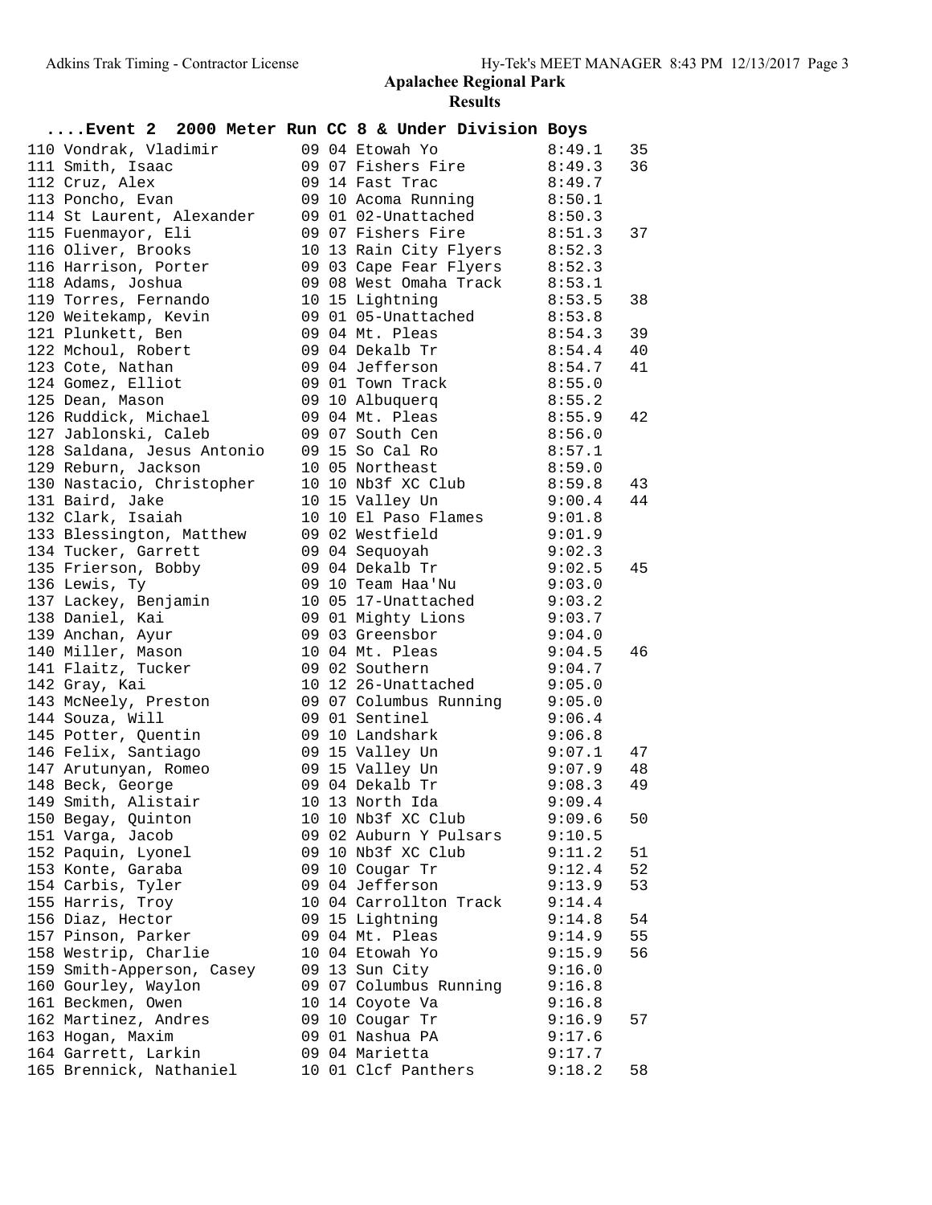# Apalachee Regional Park

## Results

### ....Event 2 2000 Meter Run CC 8 & Under Division Boys

| Place | Name | Age | Grade | Team | Time | Points |
|---|---|---|---|---|---|---|
| 110 | Vondrak, Vladimir | 09 | 04 | Etowah Yo | 8:49.1 | 35 |
| 111 | Smith, Isaac | 09 | 07 | Fishers Fire | 8:49.3 | 36 |
| 112 | Cruz, Alex | 09 | 14 | Fast Trac | 8:49.7 | |
| 113 | Poncho, Evan | 09 | 10 | Acoma Running | 8:50.1 | |
| 114 | St Laurent, Alexander | 09 | 01 | 02-Unattached | 8:50.3 | |
| 115 | Fuenmayor, Eli | 09 | 07 | Fishers Fire | 8:51.3 | 37 |
| 116 | Oliver, Brooks | 10 | 13 | Rain City Flyers | 8:52.3 | |
| 116 | Harrison, Porter | 09 | 03 | Cape Fear Flyers | 8:52.3 | |
| 118 | Adams, Joshua | 09 | 08 | West Omaha Track | 8:53.1 | |
| 119 | Torres, Fernando | 10 | 15 | Lightning | 8:53.5 | 38 |
| 120 | Weitekamp, Kevin | 09 | 01 | 05-Unattached | 8:53.8 | |
| 121 | Plunkett, Ben | 09 | 04 | Mt. Pleas | 8:54.3 | 39 |
| 122 | Mchoul, Robert | 09 | 04 | Dekalb Tr | 8:54.4 | 40 |
| 123 | Cote, Nathan | 09 | 04 | Jefferson | 8:54.7 | 41 |
| 124 | Gomez, Elliot | 09 | 01 | Town Track | 8:55.0 | |
| 125 | Dean, Mason | 09 | 10 | Albuquerq | 8:55.2 | |
| 126 | Ruddick, Michael | 09 | 04 | Mt. Pleas | 8:55.9 | 42 |
| 127 | Jablonski, Caleb | 09 | 07 | South Cen | 8:56.0 | |
| 128 | Saldana, Jesus Antonio | 09 | 15 | So Cal Ro | 8:57.1 | |
| 129 | Reburn, Jackson | 10 | 05 | Northeast | 8:59.0 | |
| 130 | Nastacio, Christopher | 10 | 10 | Nb3f XC Club | 8:59.8 | 43 |
| 131 | Baird, Jake | 10 | 15 | Valley Un | 9:00.4 | 44 |
| 132 | Clark, Isaiah | 10 | 10 | El Paso Flames | 9:01.8 | |
| 133 | Blessington, Matthew | 09 | 02 | Westfield | 9:01.9 | |
| 134 | Tucker, Garrett | 09 | 04 | Sequoyah | 9:02.3 | |
| 135 | Frierson, Bobby | 09 | 04 | Dekalb Tr | 9:02.5 | 45 |
| 136 | Lewis, Ty | 09 | 10 | Team Haa'Nu | 9:03.0 | |
| 137 | Lackey, Benjamin | 10 | 05 | 17-Unattached | 9:03.2 | |
| 138 | Daniel, Kai | 09 | 01 | Mighty Lions | 9:03.7 | |
| 139 | Anchan, Ayur | 09 | 03 | Greensbor | 9:04.0 | |
| 140 | Miller, Mason | 10 | 04 | Mt. Pleas | 9:04.5 | 46 |
| 141 | Flaitz, Tucker | 09 | 02 | Southern | 9:04.7 | |
| 142 | Gray, Kai | 10 | 12 | 26-Unattached | 9:05.0 | |
| 143 | McNeely, Preston | 09 | 07 | Columbus Running | 9:05.0 | |
| 144 | Souza, Will | 09 | 01 | Sentinel | 9:06.4 | |
| 145 | Potter, Quentin | 09 | 10 | Landshark | 9:06.8 | |
| 146 | Felix, Santiago | 09 | 15 | Valley Un | 9:07.1 | 47 |
| 147 | Arutunyan, Romeo | 09 | 15 | Valley Un | 9:07.9 | 48 |
| 148 | Beck, George | 09 | 04 | Dekalb Tr | 9:08.3 | 49 |
| 149 | Smith, Alistair | 10 | 13 | North Ida | 9:09.4 | |
| 150 | Begay, Quinton | 10 | 10 | Nb3f XC Club | 9:09.6 | 50 |
| 151 | Varga, Jacob | 09 | 02 | Auburn Y Pulsars | 9:10.5 | |
| 152 | Paquin, Lyonel | 09 | 10 | Nb3f XC Club | 9:11.2 | 51 |
| 153 | Konte, Garaba | 09 | 10 | Cougar Tr | 9:12.4 | 52 |
| 154 | Carbis, Tyler | 09 | 04 | Jefferson | 9:13.9 | 53 |
| 155 | Harris, Troy | 10 | 04 | Carrollton Track | 9:14.4 | |
| 156 | Diaz, Hector | 09 | 15 | Lightning | 9:14.8 | 54 |
| 157 | Pinson, Parker | 09 | 04 | Mt. Pleas | 9:14.9 | 55 |
| 158 | Westrip, Charlie | 10 | 04 | Etowah Yo | 9:15.9 | 56 |
| 159 | Smith-Apperson, Casey | 09 | 13 | Sun City | 9:16.0 | |
| 160 | Gourley, Waylon | 09 | 07 | Columbus Running | 9:16.8 | |
| 161 | Beckmen, Owen | 10 | 14 | Coyote Va | 9:16.8 | |
| 162 | Martinez, Andres | 09 | 10 | Cougar Tr | 9:16.9 | 57 |
| 163 | Hogan, Maxim | 09 | 01 | Nashua PA | 9:17.6 | |
| 164 | Garrett, Larkin | 09 | 04 | Marietta | 9:17.7 | |
| 165 | Brennick, Nathaniel | 10 | 01 | Clcf Panthers | 9:18.2 | 58 |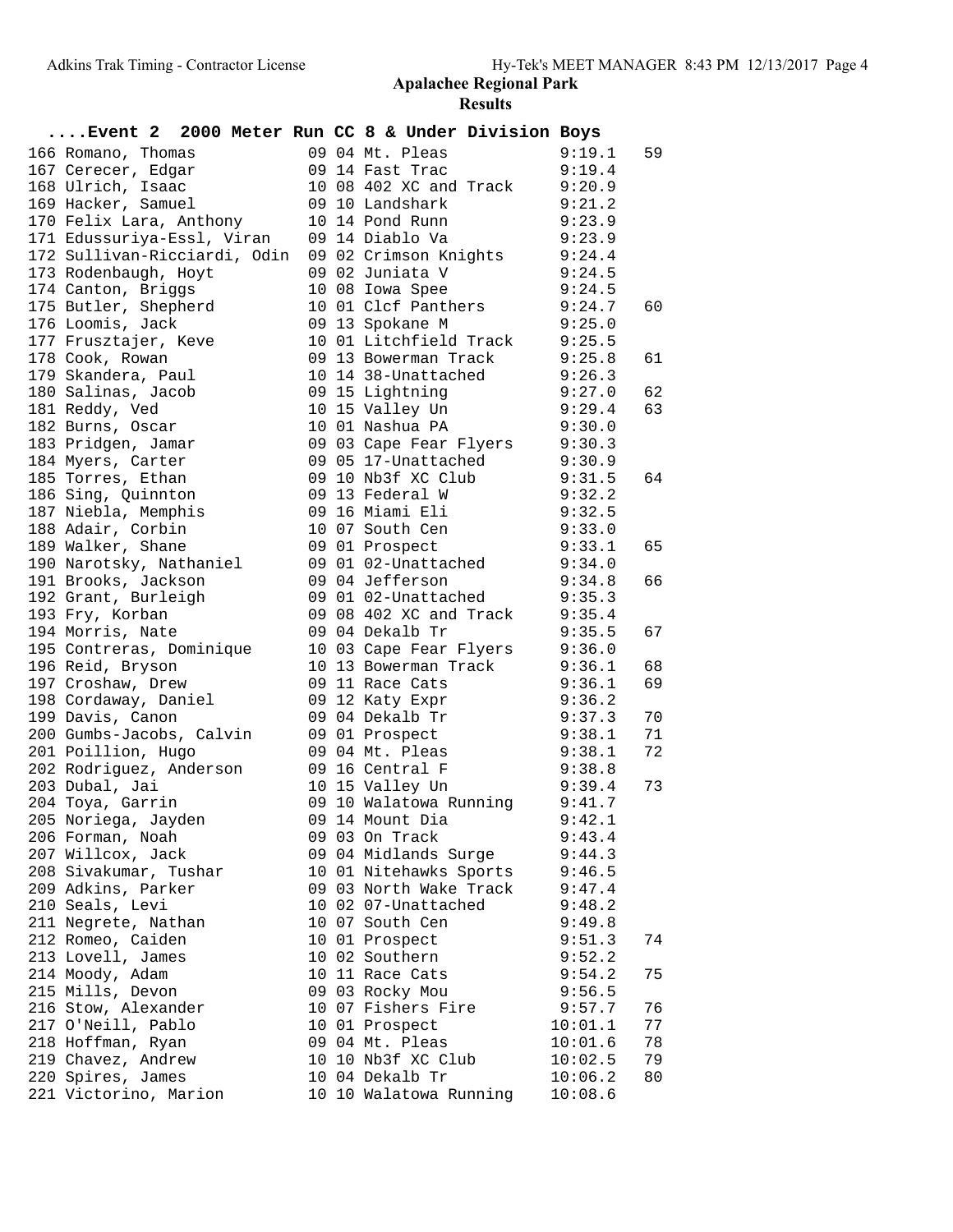## Apalachee Regional Park

### Results

**....Event 2 2000 Meter Run CC 8 & Under Division Boys**

| Place | Name | Age | Grade | Team | Time | Points |
|---|---|---|---|---|---|---|
| 166 | Romano, Thomas | 09 | 04 | Mt. Pleas | 9:19.1 | 59 |
| 167 | Cerecer, Edgar | 09 | 14 | Fast Trac | 9:19.4 | |
| 168 | Ulrich, Isaac | 10 | 08 | 402 XC and Track | 9:20.9 | |
| 169 | Hacker, Samuel | 09 | 10 | Landshark | 9:21.2 | |
| 170 | Felix Lara, Anthony | 10 | 14 | Pond Runn | 9:23.9 | |
| 171 | Edussuriya-Essl, Viran | 09 | 14 | Diablo Va | 9:23.9 | |
| 172 | Sullivan-Ricciardi, Odin | 09 | 02 | Crimson Knights | 9:24.4 | |
| 173 | Rodenbaugh, Hoyt | 09 | 02 | Juniata V | 9:24.5 | |
| 174 | Canton, Briggs | 10 | 08 | Iowa Spee | 9:24.5 | |
| 175 | Butler, Shepherd | 10 | 01 | Clcf Panthers | 9:24.7 | 60 |
| 176 | Loomis, Jack | 09 | 13 | Spokane M | 9:25.0 | |
| 177 | Frusztajer, Keve | 10 | 01 | Litchfield Track | 9:25.5 | |
| 178 | Cook, Rowan | 09 | 13 | Bowerman Track | 9:25.8 | 61 |
| 179 | Skandera, Paul | 10 | 14 | 38-Unattached | 9:26.3 | |
| 180 | Salinas, Jacob | 09 | 15 | Lightning | 9:27.0 | 62 |
| 181 | Reddy, Ved | 10 | 15 | Valley Un | 9:29.4 | 63 |
| 182 | Burns, Oscar | 10 | 01 | Nashua PA | 9:30.0 | |
| 183 | Pridgen, Jamar | 09 | 03 | Cape Fear Flyers | 9:30.3 | |
| 184 | Myers, Carter | 09 | 05 | 17-Unattached | 9:30.9 | |
| 185 | Torres, Ethan | 09 | 10 | Nb3f XC Club | 9:31.5 | 64 |
| 186 | Sing, Quinnton | 09 | 13 | Federal W | 9:32.2 | |
| 187 | Niebla, Memphis | 09 | 16 | Miami Eli | 9:32.5 | |
| 188 | Adair, Corbin | 10 | 07 | South Cen | 9:33.0 | |
| 189 | Walker, Shane | 09 | 01 | Prospect | 9:33.1 | 65 |
| 190 | Narotsky, Nathaniel | 09 | 01 | 02-Unattached | 9:34.0 | |
| 191 | Brooks, Jackson | 09 | 04 | Jefferson | 9:34.8 | 66 |
| 192 | Grant, Burleigh | 09 | 01 | 02-Unattached | 9:35.3 | |
| 193 | Fry, Korban | 09 | 08 | 402 XC and Track | 9:35.4 | |
| 194 | Morris, Nate | 09 | 04 | Dekalb Tr | 9:35.5 | 67 |
| 195 | Contreras, Dominique | 10 | 03 | Cape Fear Flyers | 9:36.0 | |
| 196 | Reid, Bryson | 10 | 13 | Bowerman Track | 9:36.1 | 68 |
| 197 | Croshaw, Drew | 09 | 11 | Race Cats | 9:36.1 | 69 |
| 198 | Cordaway, Daniel | 09 | 12 | Katy Expr | 9:36.2 | |
| 199 | Davis, Canon | 09 | 04 | Dekalb Tr | 9:37.3 | 70 |
| 200 | Gumbs-Jacobs, Calvin | 09 | 01 | Prospect | 9:38.1 | 71 |
| 201 | Poillion, Hugo | 09 | 04 | Mt. Pleas | 9:38.1 | 72 |
| 202 | Rodriguez, Anderson | 09 | 16 | Central F | 9:38.8 | |
| 203 | Dubal, Jai | 10 | 15 | Valley Un | 9:39.4 | 73 |
| 204 | Toya, Garrin | 09 | 10 | Walatowa Running | 9:41.7 | |
| 205 | Noriega, Jayden | 09 | 14 | Mount Dia | 9:42.1 | |
| 206 | Forman, Noah | 09 | 03 | On Track | 9:43.4 | |
| 207 | Willcox, Jack | 09 | 04 | Midlands Surge | 9:44.3 | |
| 208 | Sivakumar, Tushar | 10 | 01 | Nitehawks Sports | 9:46.5 | |
| 209 | Adkins, Parker | 09 | 03 | North Wake Track | 9:47.4 | |
| 210 | Seals, Levi | 10 | 02 | 07-Unattached | 9:48.2 | |
| 211 | Negrete, Nathan | 10 | 07 | South Cen | 9:49.8 | |
| 212 | Romeo, Caiden | 10 | 01 | Prospect | 9:51.3 | 74 |
| 213 | Lovell, James | 10 | 02 | Southern | 9:52.2 | |
| 214 | Moody, Adam | 10 | 11 | Race Cats | 9:54.2 | 75 |
| 215 | Mills, Devon | 09 | 03 | Rocky Mou | 9:56.5 | |
| 216 | Stow, Alexander | 10 | 07 | Fishers Fire | 9:57.7 | 76 |
| 217 | O'Neill, Pablo | 10 | 01 | Prospect | 10:01.1 | 77 |
| 218 | Hoffman, Ryan | 09 | 04 | Mt. Pleas | 10:01.6 | 78 |
| 219 | Chavez, Andrew | 10 | 10 | Nb3f XC Club | 10:02.5 | 79 |
| 220 | Spires, James | 10 | 04 | Dekalb Tr | 10:06.2 | 80 |
| 221 | Victorino, Marion | 10 | 10 | Walatowa Running | 10:08.6 | |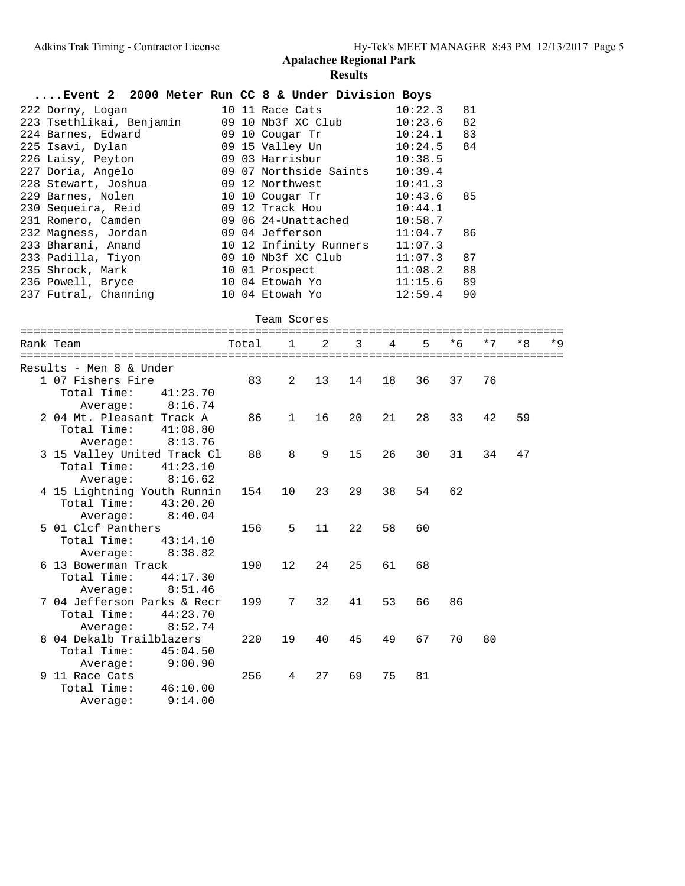# Apalachee Regional Park

## Results

### ....Event 2 2000 Meter Run CC 8 & Under Division Boys

| Place | Name | Age | Team | Time | Points |
|---|---|---|---|---|---|
| 222 | Dorny, Logan | 10 | 11 Race Cats | 10:22.3 | 81 |
| 223 | Tsethlikai, Benjamin | 09 | 10 Nb3f XC Club | 10:23.6 | 82 |
| 224 | Barnes, Edward | 09 | 10 Cougar Tr | 10:24.1 | 83 |
| 225 | Isavi, Dylan | 09 | 15 Valley Un | 10:24.5 | 84 |
| 226 | Laisy, Peyton | 09 | 03 Harrisbur | 10:38.5 | |
| 227 | Doria, Angelo | 09 | 07 Northside Saints | 10:39.4 | |
| 228 | Stewart, Joshua | 09 | 12 Northwest | 10:41.3 | |
| 229 | Barnes, Nolen | 10 | 10 Cougar Tr | 10:43.6 | 85 |
| 230 | Sequeira, Reid | 09 | 12 Track Hou | 10:44.1 | |
| 231 | Romero, Camden | 09 | 06 24-Unattached | 10:58.7 | |
| 232 | Magness, Jordan | 09 | 04 Jefferson | 11:04.7 | 86 |
| 233 | Bharani, Anand | 10 | 12 Infinity Runners | 11:07.3 | |
| 233 | Padilla, Tiyon | 09 | 10 Nb3f XC Club | 11:07.3 | 87 |
| 235 | Shrock, Mark | 10 | 01 Prospect | 11:08.2 | 88 |
| 236 | Powell, Bryce | 10 | 04 Etowah Yo | 11:15.6 | 89 |
| 237 | Futral, Channing | 10 | 04 Etowah Yo | 12:59.4 | 90 |

### Team Scores

Results - Men 8 & Under

| Rank | Team | Total | 1 | 2 | 3 | 4 | 5 | *6 | *7 | *8 | *9 |
|---|---|---|---|---|---|---|---|---|---|---|---|
| 1 | 07 Fishers Fire | 83 | 2 | 13 | 14 | 18 | 36 | 37 | 76 | | |
| | Total Time: 41:23.70 | | | | | | | | | | |
| | Average: 8:16.74 | | | | | | | | | | |
| 2 | 04 Mt. Pleasant Track A | 86 | 1 | 16 | 20 | 21 | 28 | 33 | 42 | 59 | |
| | Total Time: 41:08.80 | | | | | | | | | | |
| | Average: 8:13.76 | | | | | | | | | | |
| 3 | 15 Valley United Track Cl | 88 | 8 | 9 | 15 | 26 | 30 | 31 | 34 | 47 | |
| | Total Time: 41:23.10 | | | | | | | | | | |
| | Average: 8:16.62 | | | | | | | | | | |
| 4 | 15 Lightning Youth Runnin | 154 | 10 | 23 | 29 | 38 | 54 | 62 | | | |
| | Total Time: 43:20.20 | | | | | | | | | | |
| | Average: 8:40.04 | | | | | | | | | | |
| 5 | 01 Clcf Panthers | 156 | 5 | 11 | 22 | 58 | 60 | | | | |
| | Total Time: 43:14.10 | | | | | | | | | | |
| | Average: 8:38.82 | | | | | | | | | | |
| 6 | 13 Bowerman Track | 190 | 12 | 24 | 25 | 61 | 68 | | | | |
| | Total Time: 44:17.30 | | | | | | | | | | |
| | Average: 8:51.46 | | | | | | | | | | |
| 7 | 04 Jefferson Parks & Recr | 199 | 7 | 32 | 41 | 53 | 66 | 86 | | | |
| | Total Time: 44:23.70 | | | | | | | | | | |
| | Average: 8:52.74 | | | | | | | | | | |
| 8 | 04 Dekalb Trailblazers | 220 | 19 | 40 | 45 | 49 | 67 | 70 | 80 | | |
| | Total Time: 45:04.50 | | | | | | | | | | |
| | Average: 9:00.90 | | | | | | | | | | |
| 9 | 11 Race Cats | 256 | 4 | 27 | 69 | 75 | 81 | | | | |
| | Total Time: 46:10.00 | | | | | | | | | | |
| | Average: 9:14.00 | | | | | | | | | | |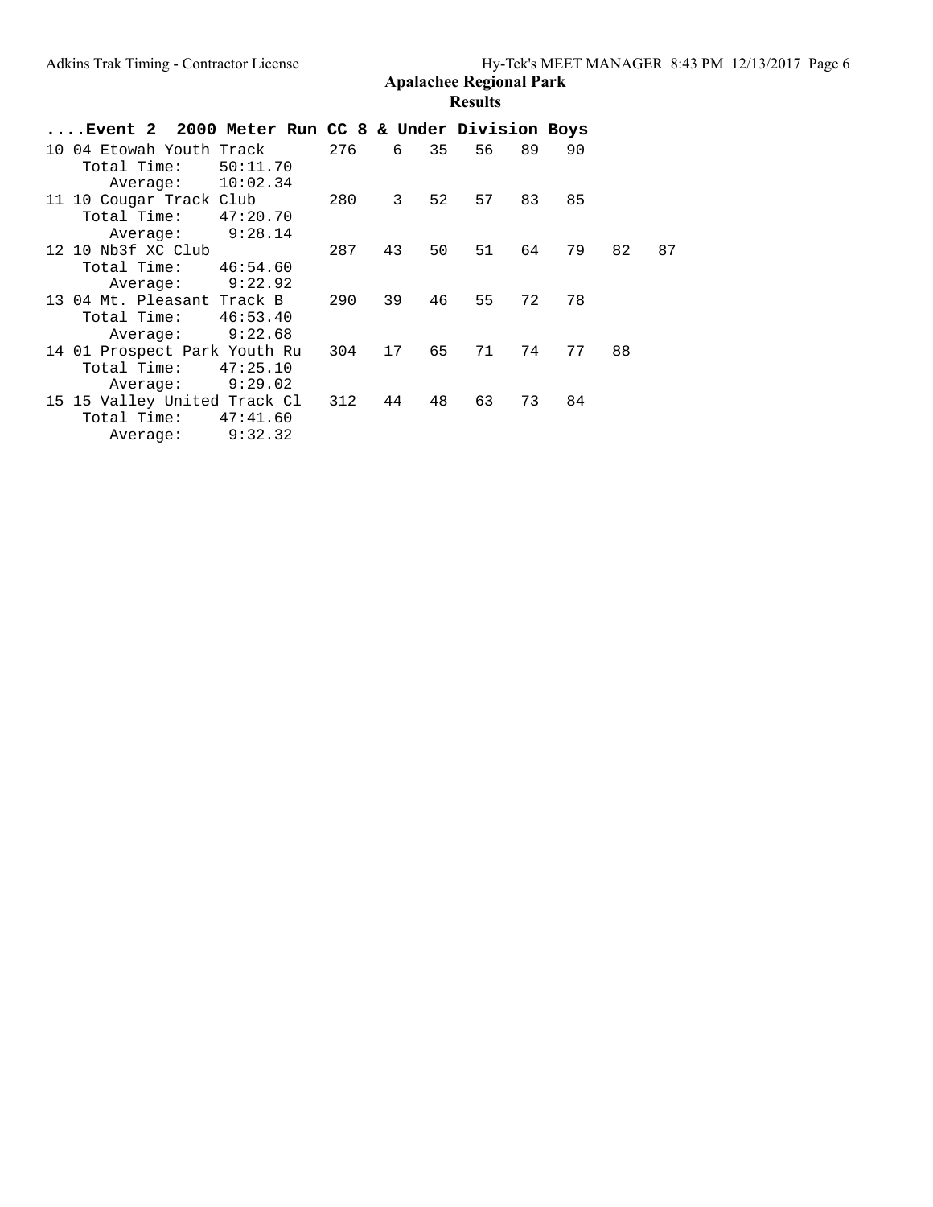## Apalachee Regional Park

### Results

**....Event 2  2000 Meter Run CC 8 & Under Division Boys**

```
10 04 Etowah Youth Track       276    6   35   56   89   90
    Total Time:    50:11.70
       Average:    10:02.34
11 10 Cougar Track Club        280    3   52   57   83   85
    Total Time:    47:20.70
       Average:     9:28.14
12 10 Nb3f XC Club             287   43   50   51   64   79   82   87
    Total Time:    46:54.60
       Average:     9:22.92
13 04 Mt. Pleasant Track B     290   39   46   55   72   78
    Total Time:    46:53.40
       Average:     9:22.68
14 01 Prospect Park Youth Ru   304   17   65   71   74   77   88
    Total Time:    47:25.10
       Average:     9:29.02
15 15 Valley United Track Cl   312   44   48   63   73   84
    Total Time:    47:41.60
       Average:     9:32.32
```